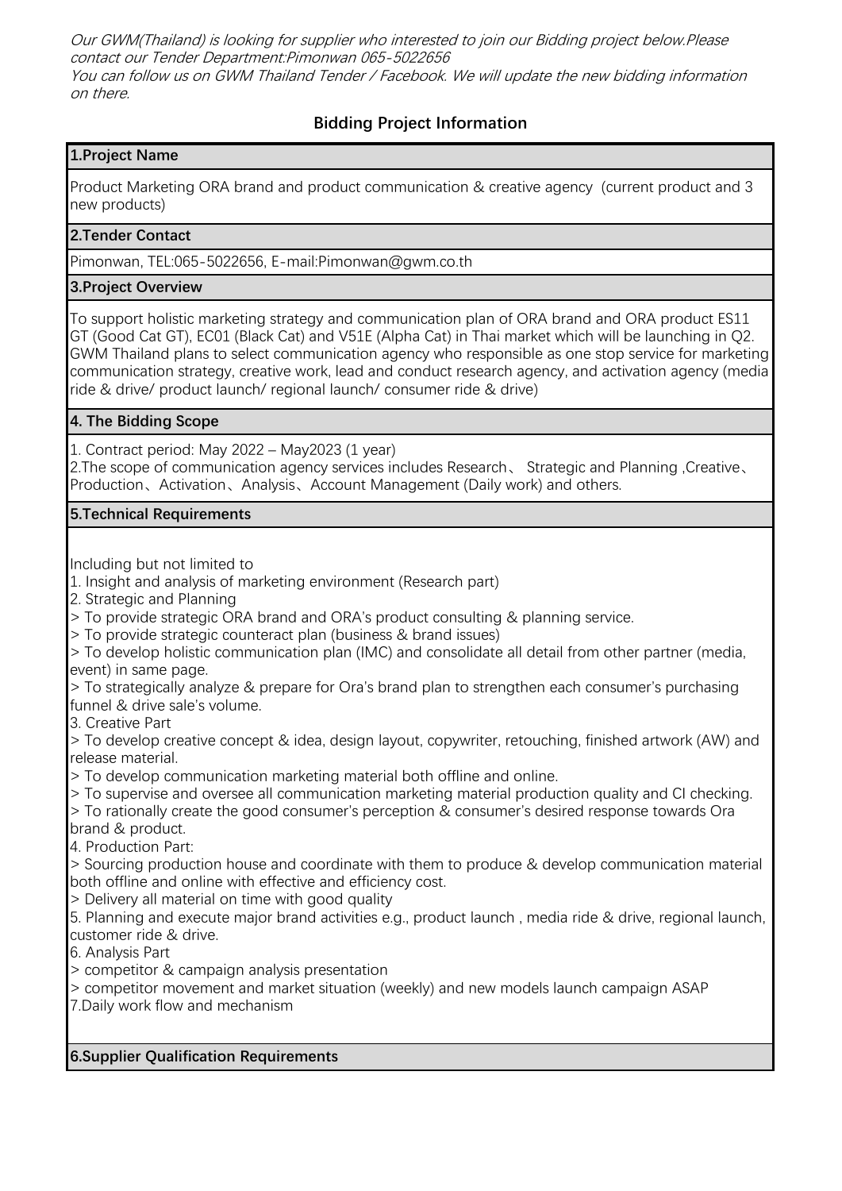*Our GWM(Thailand) is looking for supplier who interested to join our Bidding project below.Please contact our Tender Department:Pimonwan 065-5022656*
*You can follow us on GWM Thailand Tender / Facebook. We will update the new bidding information on there.*

## Bidding Project Information

### 1.Project Name

Product Marketing ORA brand and product communication & creative agency (current product and 3 new products)

### 2.Tender Contact

Pimonwan, TEL:065-5022656, E-mail:Pimonwan@gwm.co.th

### 3.Project Overview

To support holistic marketing strategy and communication plan of ORA brand and ORA product ES11 GT (Good Cat GT), EC01 (Black Cat) and V51E (Alpha Cat) in Thai market which will be launching in Q2. GWM Thailand plans to select communication agency who responsible as one stop service for marketing communication strategy, creative work, lead and conduct research agency, and activation agency (media ride & drive/ product launch/ regional launch/ consumer ride & drive)

### 4. The Bidding Scope

1. Contract period: May 2022 – May2023 (1 year)
2.The scope of communication agency services includes Research、 Strategic and Planning ,Creative、Production、Activation、Analysis、Account Management (Daily work) and others.

### 5.Technical Requirements

Including but not limited to
1. Insight and analysis of marketing environment (Research part)
2. Strategic and Planning
> To provide strategic ORA brand and ORA's product consulting & planning service.
> To provide strategic counteract plan (business & brand issues)
> To develop holistic communication plan (IMC) and consolidate all detail from other partner (media, event) in same page.
> To strategically analyze & prepare for Ora's brand plan to strengthen each consumer's purchasing funnel & drive sale's volume.
3. Creative Part
> To develop creative concept & idea, design layout, copywriter, retouching, finished artwork (AW) and release material.
> To develop communication marketing material both offline and online.
> To supervise and oversee all communication marketing material production quality and CI checking.
> To rationally create the good consumer's perception & consumer's desired response towards Ora brand & product.
4. Production Part:
> Sourcing production house and coordinate with them to produce & develop communication material both offline and online with effective and efficiency cost.
> Delivery all material on time with good quality
5. Planning and execute major brand activities e.g., product launch , media ride & drive, regional launch, customer ride & drive.
6. Analysis Part
> competitor & campaign analysis presentation
> competitor movement and market situation (weekly) and new models launch campaign ASAP
7.Daily work flow and mechanism

### 6.Supplier Qualification Requirements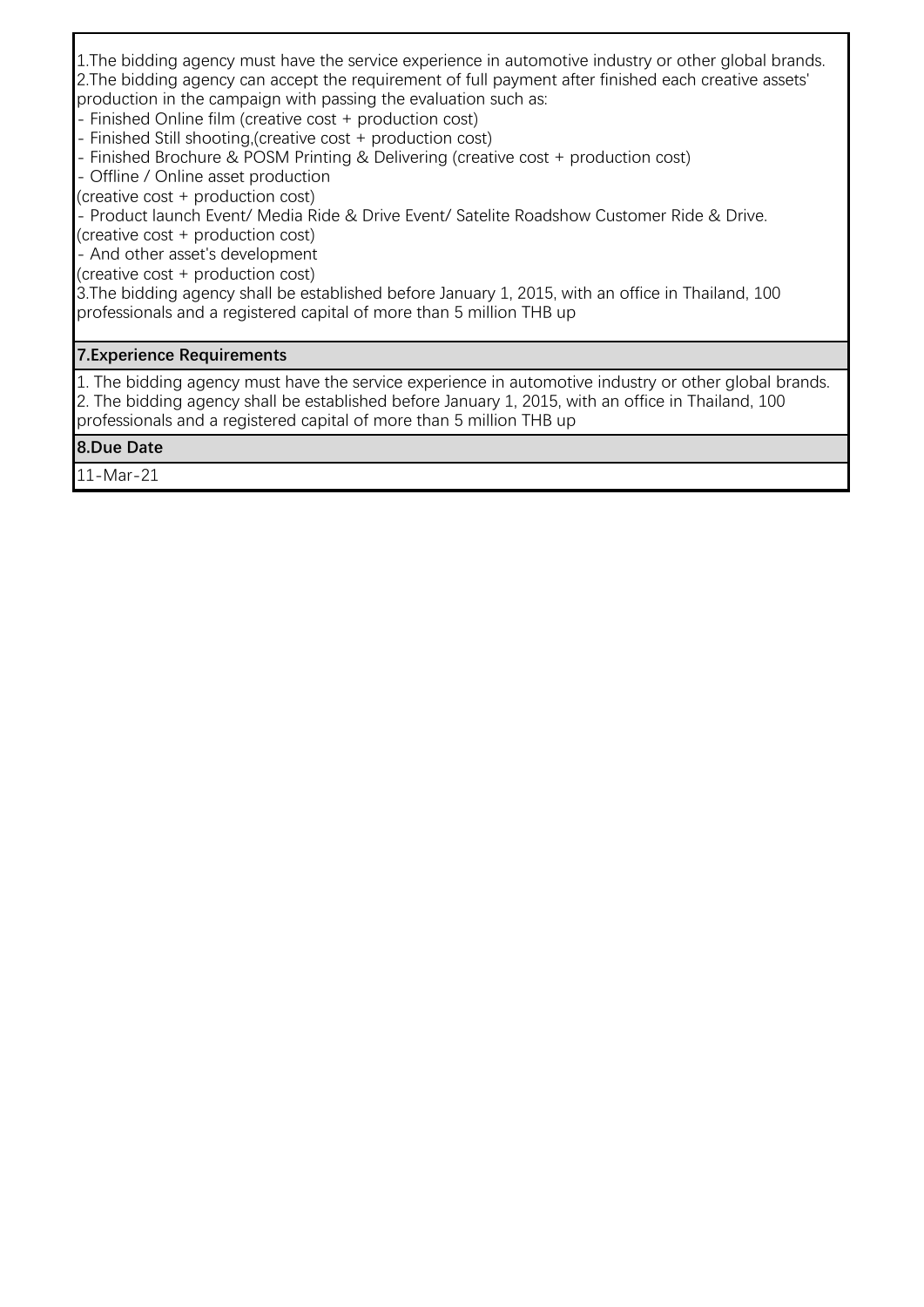1.The bidding agency must have the service experience in automotive industry or other global brands.
2.The bidding agency can accept the requirement of full payment after finished each creative assets' production in the campaign with passing the evaluation such as:
- Finished Online film (creative cost + production cost)
- Finished Still shooting,(creative cost + production cost)
- Finished Brochure & POSM Printing & Delivering (creative cost + production cost)
- Offline / Online asset production
(creative cost + production cost)
- Product launch Event/ Media Ride & Drive Event/ Satelite Roadshow Customer Ride & Drive.
(creative cost + production cost)
- And other asset's development
(creative cost + production cost)

3.The bidding agency shall be established before January 1, 2015, with an office in Thailand, 100 professionals and a registered capital of more than 5 million THB up

**7.Experience Requirements**

1. The bidding agency must have the service experience in automotive industry or other global brands.
2. The bidding agency shall be established before January 1, 2015, with an office in Thailand, 100 professionals and a registered capital of more than 5 million THB up

**8.Due Date**

11-Mar-21